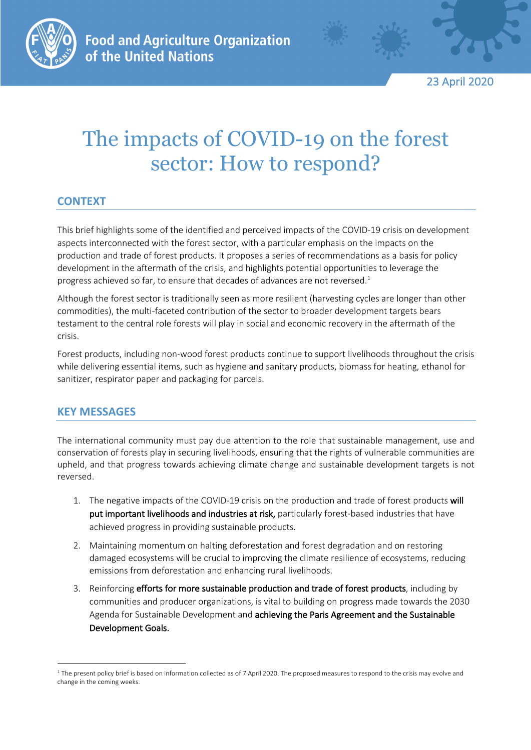Food and Agriculture Organization of the United Nations

23 April 2020

# The impacts of COVID-19 on the forest sector: How to respond?

## CONTEXT

This brief highlights some of the identified and perceived impacts of the COVID-19 crisis on development aspects interconnected with the forest sector, with a particular emphasis on the impacts on the production and trade of forest products. It proposes a series of recommendations as a basis for policy development in the aftermath of the crisis, and highlights potential opportunities to leverage the progress achieved so far, to ensure that decades of advances are not reversed.[1]

Although the forest sector is traditionally seen as more resilient (harvesting cycles are longer than other commodities), the multi-faceted contribution of the sector to broader development targets bears testament to the central role forests will play in social and economic recovery in the aftermath of the crisis.

Forest products, including non-wood forest products continue to support livelihoods throughout the crisis while delivering essential items, such as hygiene and sanitary products, biomass for heating, ethanol for sanitizer, respirator paper and packaging for parcels.

## KEY MESSAGES

The international community must pay due attention to the role that sustainable management, use and conservation of forests play in securing livelihoods, ensuring that the rights of vulnerable communities are upheld, and that progress towards achieving climate change and sustainable development targets is not reversed.

1. The negative impacts of the COVID-19 crisis on the production and trade of forest products **will put important livelihoods and industries at risk,** particularly forest-based industries that have achieved progress in providing sustainable products.
2. Maintaining momentum on halting deforestation and forest degradation and on restoring damaged ecosystems will be crucial to improving the climate resilience of ecosystems, reducing emissions from deforestation and enhancing rural livelihoods.
3. Reinforcing **efforts for more sustainable production and trade of forest products**, including by communities and producer organizations, is vital to building on progress made towards the 2030 Agenda for Sustainable Development and **achieving the Paris Agreement and the Sustainable Development Goals.**

[1] The present policy brief is based on information collected as of 7 April 2020. The proposed measures to respond to the crisis may evolve and change in the coming weeks.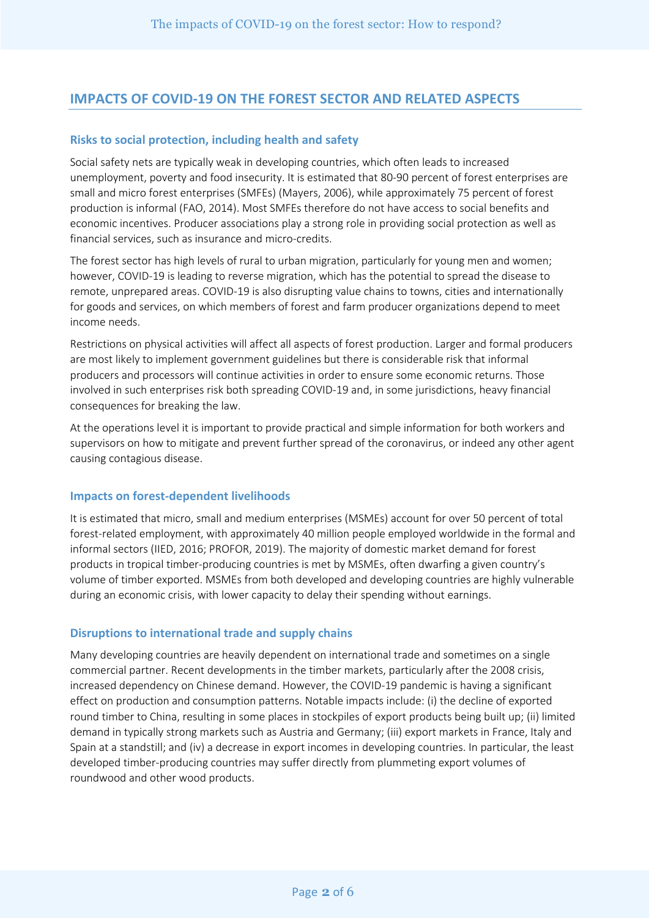## IMPACTS OF COVID-19 ON THE FOREST SECTOR AND RELATED ASPECTS

### Risks to social protection, including health and safety

Social safety nets are typically weak in developing countries, which often leads to increased unemployment, poverty and food insecurity. It is estimated that 80-90 percent of forest enterprises are small and micro forest enterprises (SMFEs) (Mayers, 2006), while approximately 75 percent of forest production is informal (FAO, 2014). Most SMFEs therefore do not have access to social benefits and economic incentives. Producer associations play a strong role in providing social protection as well as financial services, such as insurance and micro-credits.

The forest sector has high levels of rural to urban migration, particularly for young men and women; however, COVID-19 is leading to reverse migration, which has the potential to spread the disease to remote, unprepared areas. COVID-19 is also disrupting value chains to towns, cities and internationally for goods and services, on which members of forest and farm producer organizations depend to meet income needs.

Restrictions on physical activities will affect all aspects of forest production. Larger and formal producers are most likely to implement government guidelines but there is considerable risk that informal producers and processors will continue activities in order to ensure some economic returns. Those involved in such enterprises risk both spreading COVID-19 and, in some jurisdictions, heavy financial consequences for breaking the law.

At the operations level it is important to provide practical and simple information for both workers and supervisors on how to mitigate and prevent further spread of the coronavirus, or indeed any other agent causing contagious disease.

### Impacts on forest-dependent livelihoods

It is estimated that micro, small and medium enterprises (MSMEs) account for over 50 percent of total forest-related employment, with approximately 40 million people employed worldwide in the formal and informal sectors (IIED, 2016; PROFOR, 2019). The majority of domestic market demand for forest products in tropical timber-producing countries is met by MSMEs, often dwarfing a given country's volume of timber exported. MSMEs from both developed and developing countries are highly vulnerable during an economic crisis, with lower capacity to delay their spending without earnings.

### Disruptions to international trade and supply chains

Many developing countries are heavily dependent on international trade and sometimes on a single commercial partner. Recent developments in the timber markets, particularly after the 2008 crisis, increased dependency on Chinese demand. However, the COVID-19 pandemic is having a significant effect on production and consumption patterns. Notable impacts include: (i) the decline of exported round timber to China, resulting in some places in stockpiles of export products being built up; (ii) limited demand in typically strong markets such as Austria and Germany; (iii) export markets in France, Italy and Spain at a standstill; and (iv) a decrease in export incomes in developing countries. In particular, the least developed timber-producing countries may suffer directly from plummeting export volumes of roundwood and other wood products.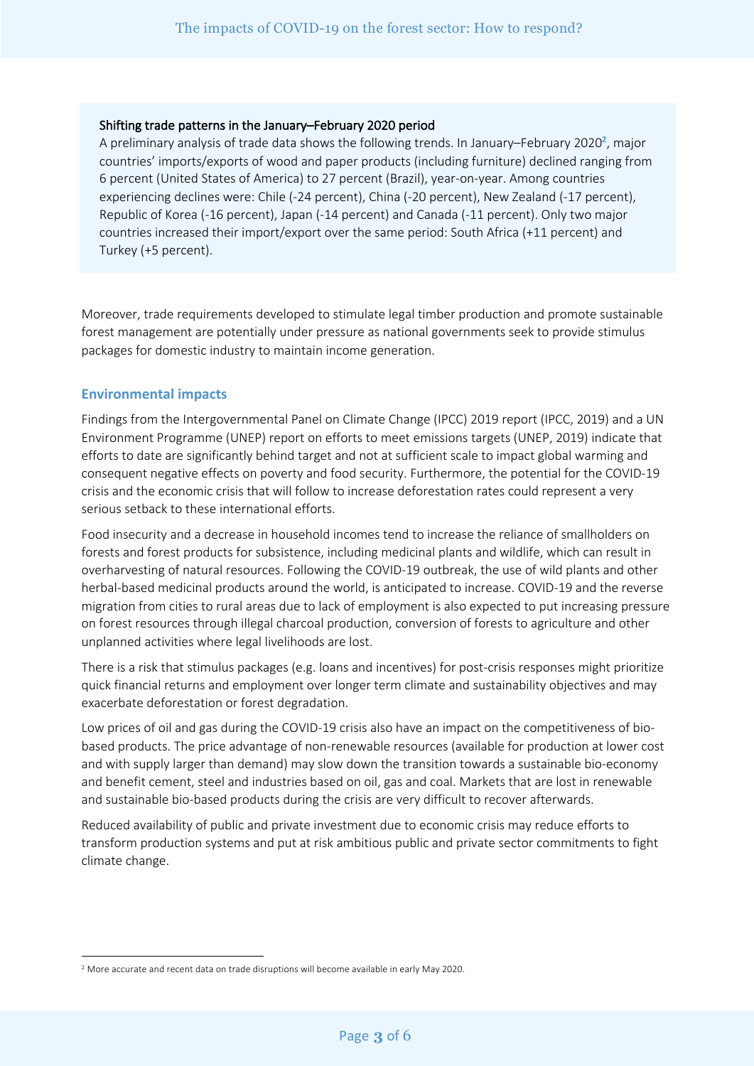**Shifting trade patterns in the January–February 2020 period**

A preliminary analysis of trade data shows the following trends. In January–February 2020[2], major countries' imports/exports of wood and paper products (including furniture) declined ranging from 6 percent (United States of America) to 27 percent (Brazil), year-on-year. Among countries experiencing declines were: Chile (-24 percent), China (-20 percent), New Zealand (-17 percent), Republic of Korea (-16 percent), Japan (-14 percent) and Canada (-11 percent). Only two major countries increased their import/export over the same period: South Africa (+11 percent) and Turkey (+5 percent).

Moreover, trade requirements developed to stimulate legal timber production and promote sustainable forest management are potentially under pressure as national governments seek to provide stimulus packages for domestic industry to maintain income generation.

## Environmental impacts

Findings from the Intergovernmental Panel on Climate Change (IPCC) 2019 report (IPCC, 2019) and a UN Environment Programme (UNEP) report on efforts to meet emissions targets (UNEP, 2019) indicate that efforts to date are significantly behind target and not at sufficient scale to impact global warming and consequent negative effects on poverty and food security. Furthermore, the potential for the COVID-19 crisis and the economic crisis that will follow to increase deforestation rates could represent a very serious setback to these international efforts.

Food insecurity and a decrease in household incomes tend to increase the reliance of smallholders on forests and forest products for subsistence, including medicinal plants and wildlife, which can result in overharvesting of natural resources. Following the COVID-19 outbreak, the use of wild plants and other herbal-based medicinal products around the world, is anticipated to increase. COVID-19 and the reverse migration from cities to rural areas due to lack of employment is also expected to put increasing pressure on forest resources through illegal charcoal production, conversion of forests to agriculture and other unplanned activities where legal livelihoods are lost.

There is a risk that stimulus packages (e.g. loans and incentives) for post-crisis responses might prioritize quick financial returns and employment over longer term climate and sustainability objectives and may exacerbate deforestation or forest degradation.

Low prices of oil and gas during the COVID-19 crisis also have an impact on the competitiveness of bio-based products. The price advantage of non-renewable resources (available for production at lower cost and with supply larger than demand) may slow down the transition towards a sustainable bio-economy and benefit cement, steel and industries based on oil, gas and coal. Markets that are lost in renewable and sustainable bio-based products during the crisis are very difficult to recover afterwards.

Reduced availability of public and private investment due to economic crisis may reduce efforts to transform production systems and put at risk ambitious public and private sector commitments to fight climate change.

[2] More accurate and recent data on trade disruptions will become available in early May 2020.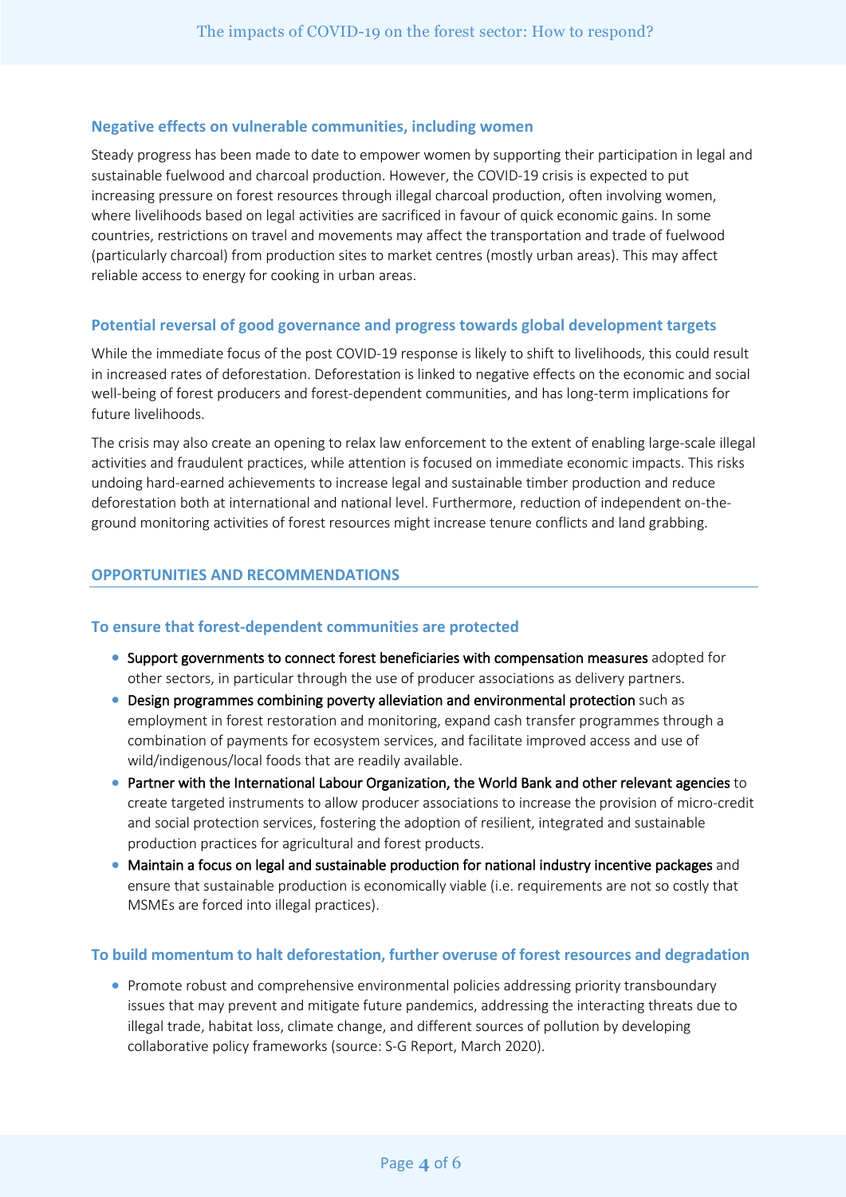### Negative effects on vulnerable communities, including women

Steady progress has been made to date to empower women by supporting their participation in legal and sustainable fuelwood and charcoal production. However, the COVID-19 crisis is expected to put increasing pressure on forest resources through illegal charcoal production, often involving women, where livelihoods based on legal activities are sacrificed in favour of quick economic gains. In some countries, restrictions on travel and movements may affect the transportation and trade of fuelwood (particularly charcoal) from production sites to market centres (mostly urban areas). This may affect reliable access to energy for cooking in urban areas.

### Potential reversal of good governance and progress towards global development targets

While the immediate focus of the post COVID-19 response is likely to shift to livelihoods, this could result in increased rates of deforestation. Deforestation is linked to negative effects on the economic and social well-being of forest producers and forest-dependent communities, and has long-term implications for future livelihoods.

The crisis may also create an opening to relax law enforcement to the extent of enabling large-scale illegal activities and fraudulent practices, while attention is focused on immediate economic impacts. This risks undoing hard-earned achievements to increase legal and sustainable timber production and reduce deforestation both at international and national level. Furthermore, reduction of independent on-the-ground monitoring activities of forest resources might increase tenure conflicts and land grabbing.

## OPPORTUNITIES AND RECOMMENDATIONS

### To ensure that forest-dependent communities are protected

- **Support governments to connect forest beneficiaries with compensation measures** adopted for other sectors, in particular through the use of producer associations as delivery partners.
- **Design programmes combining poverty alleviation and environmental protection** such as employment in forest restoration and monitoring, expand cash transfer programmes through a combination of payments for ecosystem services, and facilitate improved access and use of wild/indigenous/local foods that are readily available.
- **Partner with the International Labour Organization, the World Bank and other relevant agencies** to create targeted instruments to allow producer associations to increase the provision of micro-credit and social protection services, fostering the adoption of resilient, integrated and sustainable production practices for agricultural and forest products.
- **Maintain a focus on legal and sustainable production for national industry incentive packages** and ensure that sustainable production is economically viable (i.e. requirements are not so costly that MSMEs are forced into illegal practices).

### To build momentum to halt deforestation, further overuse of forest resources and degradation

- Promote robust and comprehensive environmental policies addressing priority transboundary issues that may prevent and mitigate future pandemics, addressing the interacting threats due to illegal trade, habitat loss, climate change, and different sources of pollution by developing collaborative policy frameworks (source: S-G Report, March 2020).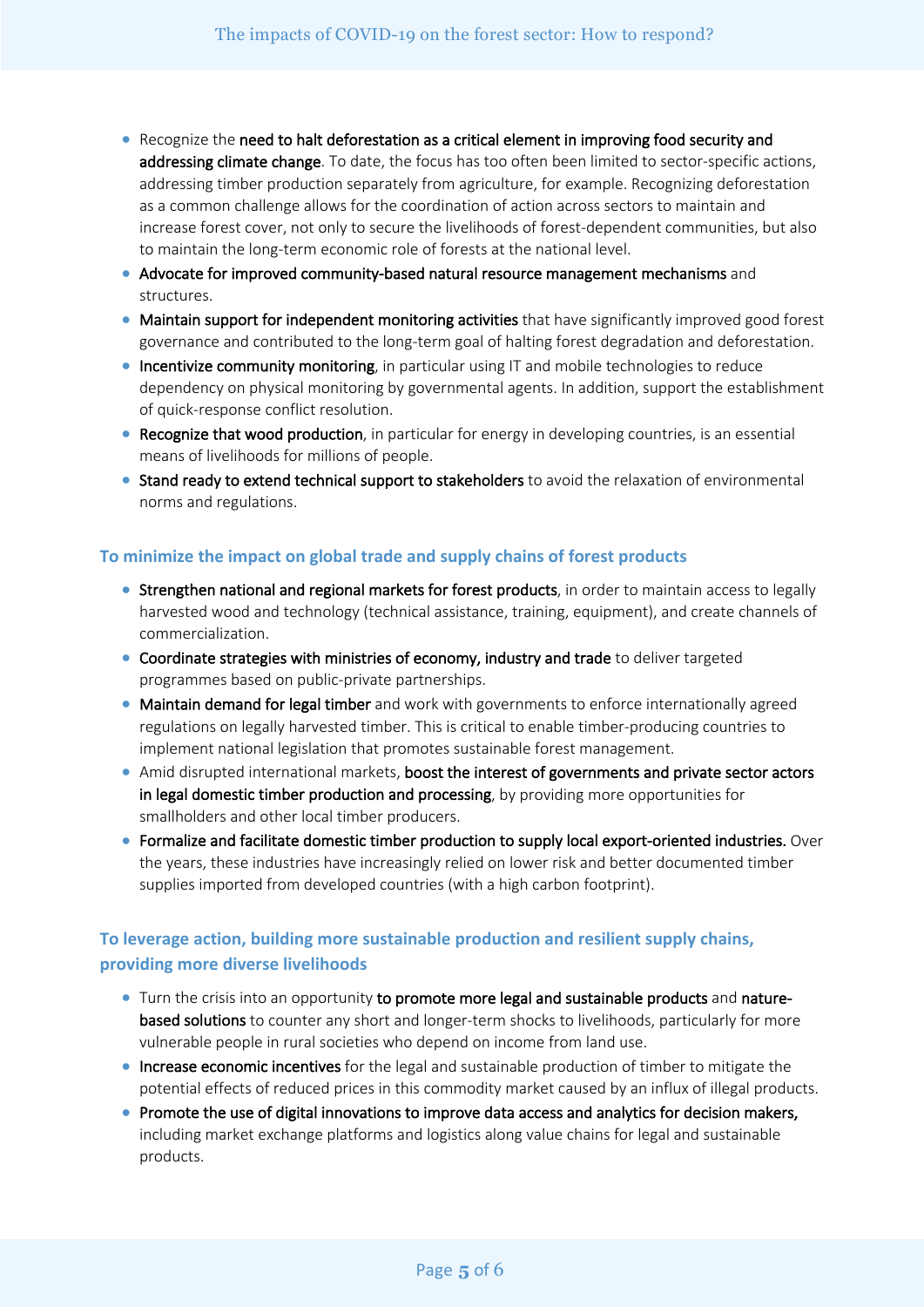- Recognize the **need to halt deforestation as a critical element in improving food security and addressing climate change**. To date, the focus has too often been limited to sector-specific actions, addressing timber production separately from agriculture, for example. Recognizing deforestation as a common challenge allows for the coordination of action across sectors to maintain and increase forest cover, not only to secure the livelihoods of forest-dependent communities, but also to maintain the long-term economic role of forests at the national level.
- **Advocate for improved community-based natural resource management mechanisms** and structures.
- **Maintain support for independent monitoring activities** that have significantly improved good forest governance and contributed to the long-term goal of halting forest degradation and deforestation.
- **Incentivize community monitoring**, in particular using IT and mobile technologies to reduce dependency on physical monitoring by governmental agents. In addition, support the establishment of quick-response conflict resolution.
- **Recognize that wood production**, in particular for energy in developing countries, is an essential means of livelihoods for millions of people.
- **Stand ready to extend technical support to stakeholders** to avoid the relaxation of environmental norms and regulations.

### To minimize the impact on global trade and supply chains of forest products

- **Strengthen national and regional markets for forest products**, in order to maintain access to legally harvested wood and technology (technical assistance, training, equipment), and create channels of commercialization.
- **Coordinate strategies with ministries of economy, industry and trade** to deliver targeted programmes based on public-private partnerships.
- **Maintain demand for legal timber** and work with governments to enforce internationally agreed regulations on legally harvested timber. This is critical to enable timber-producing countries to implement national legislation that promotes sustainable forest management.
- Amid disrupted international markets, **boost the interest of governments and private sector actors in legal domestic timber production and processing**, by providing more opportunities for smallholders and other local timber producers.
- **Formalize and facilitate domestic timber production to supply local export-oriented industries.** Over the years, these industries have increasingly relied on lower risk and better documented timber supplies imported from developed countries (with a high carbon footprint).

### To leverage action, building more sustainable production and resilient supply chains, providing more diverse livelihoods

- Turn the crisis into an opportunity **to promote more legal and sustainable products** and **nature-based solutions** to counter any short and longer-term shocks to livelihoods, particularly for more vulnerable people in rural societies who depend on income from land use.
- **Increase economic incentives** for the legal and sustainable production of timber to mitigate the potential effects of reduced prices in this commodity market caused by an influx of illegal products.
- **Promote the use of digital innovations to improve data access and analytics for decision makers,** including market exchange platforms and logistics along value chains for legal and sustainable products.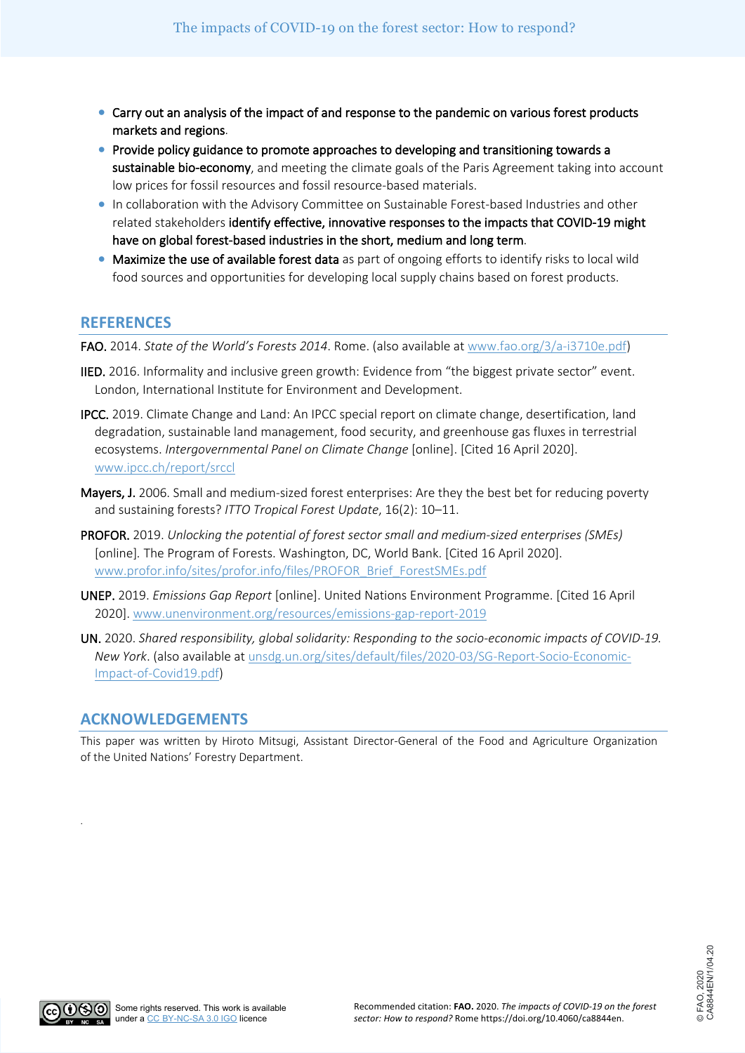- **Carry out an analysis of the impact of and response to the pandemic on various forest products markets and regions**.
- **Provide policy guidance to promote approaches to developing and transitioning towards a sustainable bio-economy**, and meeting the climate goals of the Paris Agreement taking into account low prices for fossil resources and fossil resource-based materials.
- In collaboration with the Advisory Committee on Sustainable Forest-based Industries and other related stakeholders **identify effective, innovative responses to the impacts that COVID-19 might have on global forest-based industries in the short, medium and long term**.
- **Maximize the use of available forest data** as part of ongoing efforts to identify risks to local wild food sources and opportunities for developing local supply chains based on forest products.

## REFERENCES

**FAO.** 2014. *State of the World's Forests 2014*. Rome. (also available at www.fao.org/3/a-i3710e.pdf)

**IIED.** 2016. Informality and inclusive green growth: Evidence from "the biggest private sector" event. London, International Institute for Environment and Development.

**IPCC.** 2019. Climate Change and Land: An IPCC special report on climate change, desertification, land degradation, sustainable land management, food security, and greenhouse gas fluxes in terrestrial ecosystems. *Intergovernmental Panel on Climate Change* [online]. [Cited 16 April 2020]. www.ipcc.ch/report/srccl

**Mayers, J.** 2006. Small and medium-sized forest enterprises: Are they the best bet for reducing poverty and sustaining forests? *ITTO Tropical Forest Update*, 16(2): 10–11.

**PROFOR.** 2019. *Unlocking the potential of forest sector small and medium-sized enterprises (SMEs)* [online]. The Program of Forests. Washington, DC, World Bank. [Cited 16 April 2020]. www.profor.info/sites/profor.info/files/PROFOR_Brief_ForestSMEs.pdf

**UNEP.** 2019. *Emissions Gap Report* [online]. United Nations Environment Programme. [Cited 16 April 2020]. www.unenvironment.org/resources/emissions-gap-report-2019

**UN.** 2020. *Shared responsibility, global solidarity: Responding to the socio-economic impacts of COVID-19. New York*. (also available at unsdg.un.org/sites/default/files/2020-03/SG-Report-Socio-Economic-Impact-of-Covid19.pdf)

## ACKNOWLEDGEMENTS

This paper was written by Hiroto Mitsugi, Assistant Director-General of the Food and Agriculture Organization of the United Nations' Forestry Department.

Some rights reserved. This work is available under a CC BY-NC-SA 3.0 IGO licence

Recommended citation: **FAO.** 2020. *The impacts of COVID-19 on the forest sector: How to respond?* Rome https://doi.org/10.4060/ca8844en.

© FAO, 2020
CA8844EN/1/04.20